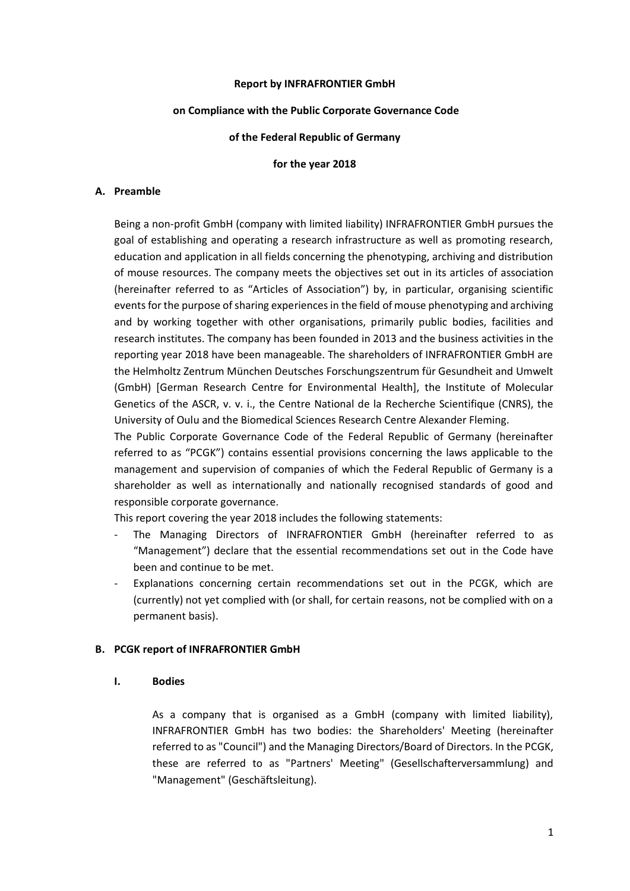**Report by INFRAFRONTIER GmbH**

**on Compliance with the Public Corporate Governance Code**

**of the Federal Republic of Germany**

**for the year 2018**

## A. Preamble

Being a non-profit GmbH (company with limited liability) INFRAFRONTIER GmbH pursues the goal of establishing and operating a research infrastructure as well as promoting research, education and application in all fields concerning the phenotyping, archiving and distribution of mouse resources. The company meets the objectives set out in its articles of association (hereinafter referred to as "Articles of Association") by, in particular, organising scientific events for the purpose of sharing experiences in the field of mouse phenotyping and archiving and by working together with other organisations, primarily public bodies, facilities and research institutes. The company has been founded in 2013 and the business activities in the reporting year 2018 have been manageable. The shareholders of INFRAFRONTIER GmbH are the Helmholtz Zentrum München Deutsches Forschungszentrum für Gesundheit and Umwelt (GmbH) [German Research Centre for Environmental Health], the Institute of Molecular Genetics of the ASCR, v. v. i., the Centre National de la Recherche Scientifique (CNRS), the University of Oulu and the Biomedical Sciences Research Centre Alexander Fleming.

The Public Corporate Governance Code of the Federal Republic of Germany (hereinafter referred to as "PCGK") contains essential provisions concerning the laws applicable to the management and supervision of companies of which the Federal Republic of Germany is a shareholder as well as internationally and nationally recognised standards of good and responsible corporate governance.

This report covering the year 2018 includes the following statements:

- The Managing Directors of INFRAFRONTIER GmbH (hereinafter referred to as "Management") declare that the essential recommendations set out in the Code have been and continue to be met.
- Explanations concerning certain recommendations set out in the PCGK, which are (currently) not yet complied with (or shall, for certain reasons, not be complied with on a permanent basis).

## B. PCGK report of INFRAFRONTIER GmbH

### I. Bodies

As a company that is organised as a GmbH (company with limited liability), INFRAFRONTIER GmbH has two bodies: the Shareholders' Meeting (hereinafter referred to as "Council") and the Managing Directors/Board of Directors. In the PCGK, these are referred to as "Partners' Meeting" (Gesellschafterversammlung) and "Management" (Geschäftsleitung).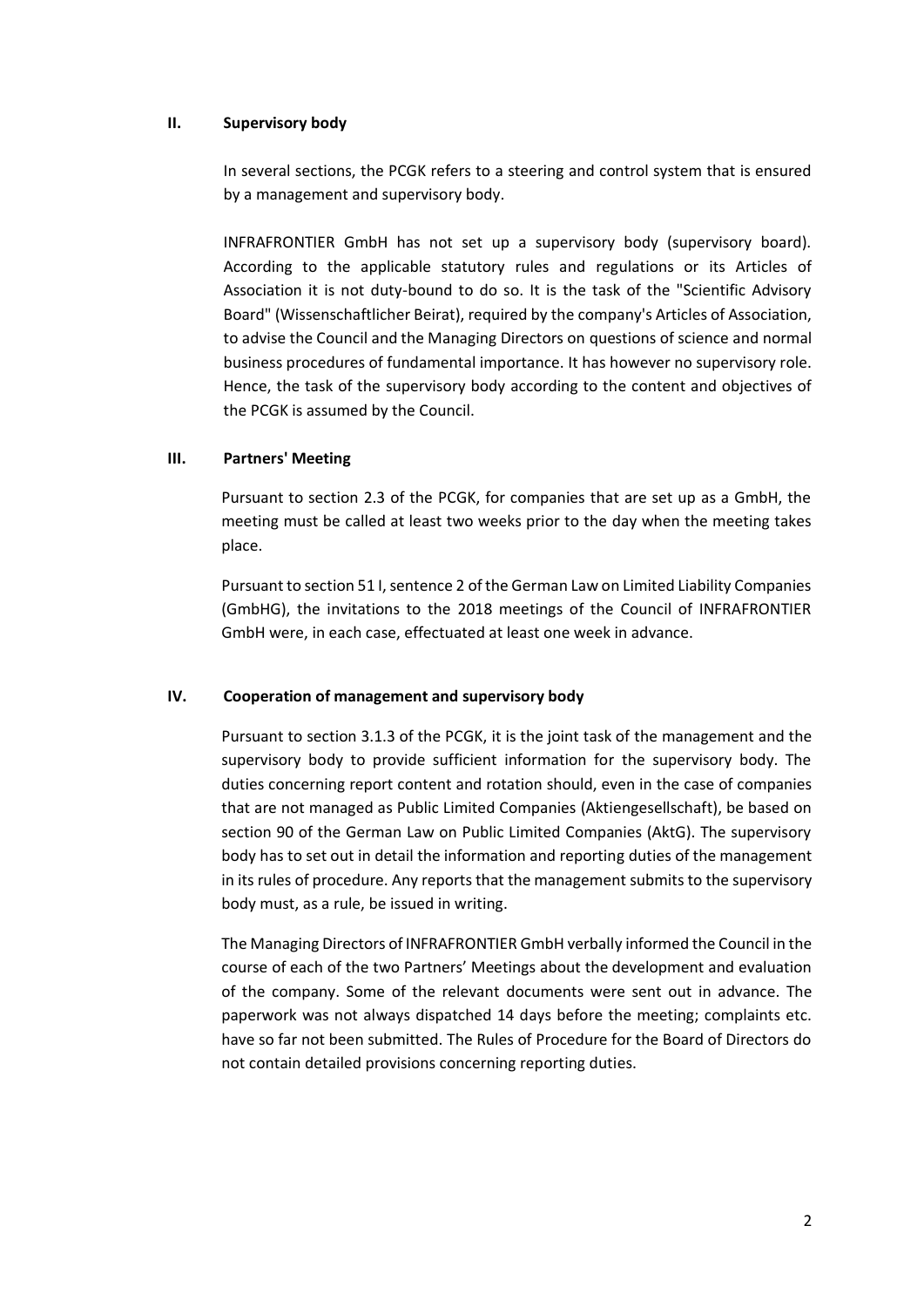## II. Supervisory body

In several sections, the PCGK refers to a steering and control system that is ensured by a management and supervisory body.

INFRAFRONTIER GmbH has not set up a supervisory body (supervisory board). According to the applicable statutory rules and regulations or its Articles of Association it is not duty-bound to do so. It is the task of the "Scientific Advisory Board" (Wissenschaftlicher Beirat), required by the company's Articles of Association, to advise the Council and the Managing Directors on questions of science and normal business procedures of fundamental importance. It has however no supervisory role. Hence, the task of the supervisory body according to the content and objectives of the PCGK is assumed by the Council.

## III. Partners' Meeting

Pursuant to section 2.3 of the PCGK, for companies that are set up as a GmbH, the meeting must be called at least two weeks prior to the day when the meeting takes place.

Pursuant to section 51 I, sentence 2 of the German Law on Limited Liability Companies (GmbHG), the invitations to the 2018 meetings of the Council of INFRAFRONTIER GmbH were, in each case, effectuated at least one week in advance.

## IV. Cooperation of management and supervisory body

Pursuant to section 3.1.3 of the PCGK, it is the joint task of the management and the supervisory body to provide sufficient information for the supervisory body. The duties concerning report content and rotation should, even in the case of companies that are not managed as Public Limited Companies (Aktiengesellschaft), be based on section 90 of the German Law on Public Limited Companies (AktG). The supervisory body has to set out in detail the information and reporting duties of the management in its rules of procedure. Any reports that the management submits to the supervisory body must, as a rule, be issued in writing.

The Managing Directors of INFRAFRONTIER GmbH verbally informed the Council in the course of each of the two Partners' Meetings about the development and evaluation of the company. Some of the relevant documents were sent out in advance. The paperwork was not always dispatched 14 days before the meeting; complaints etc. have so far not been submitted. The Rules of Procedure for the Board of Directors do not contain detailed provisions concerning reporting duties.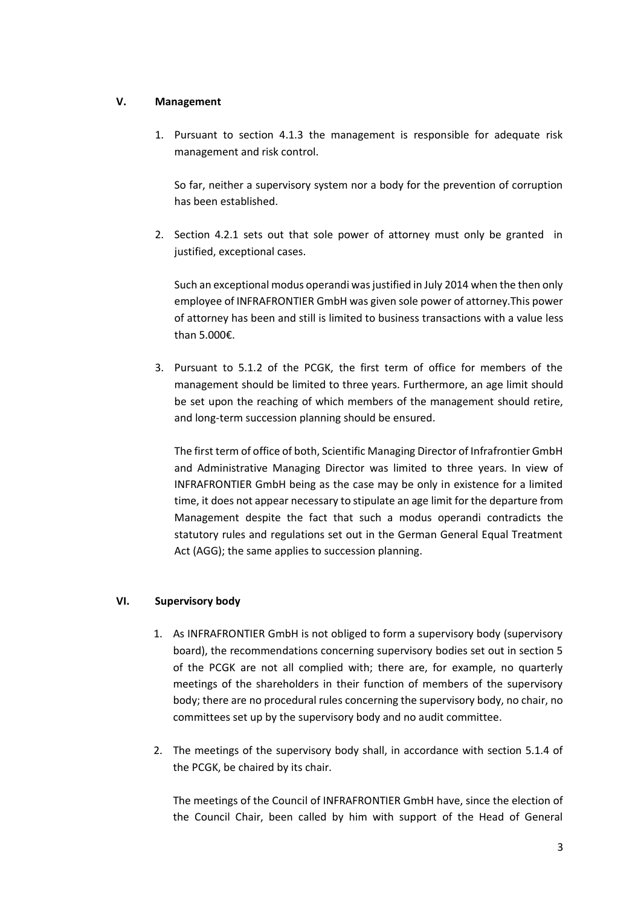## V. Management

1. Pursuant to section 4.1.3 the management is responsible for adequate risk management and risk control.

   So far, neither a supervisory system nor a body for the prevention of corruption has been established.

2. Section 4.2.1 sets out that sole power of attorney must only be granted in justified, exceptional cases.

   Such an exceptional modus operandi was justified in July 2014 when the then only employee of INFRAFRONTIER GmbH was given sole power of attorney.This power of attorney has been and still is limited to business transactions with a value less than 5.000€.

3. Pursuant to 5.1.2 of the PCGK, the first term of office for members of the management should be limited to three years. Furthermore, an age limit should be set upon the reaching of which members of the management should retire, and long-term succession planning should be ensured.

   The first term of office of both, Scientific Managing Director of Infrafrontier GmbH and Administrative Managing Director was limited to three years. In view of INFRAFRONTIER GmbH being as the case may be only in existence for a limited time, it does not appear necessary to stipulate an age limit for the departure from Management despite the fact that such a modus operandi contradicts the statutory rules and regulations set out in the German General Equal Treatment Act (AGG); the same applies to succession planning.

## VI. Supervisory body

1. As INFRAFRONTIER GmbH is not obliged to form a supervisory body (supervisory board), the recommendations concerning supervisory bodies set out in section 5 of the PCGK are not all complied with; there are, for example, no quarterly meetings of the shareholders in their function of members of the supervisory body; there are no procedural rules concerning the supervisory body, no chair, no committees set up by the supervisory body and no audit committee.

2. The meetings of the supervisory body shall, in accordance with section 5.1.4 of the PCGK, be chaired by its chair.

   The meetings of the Council of INFRAFRONTIER GmbH have, since the election of the Council Chair, been called by him with support of the Head of General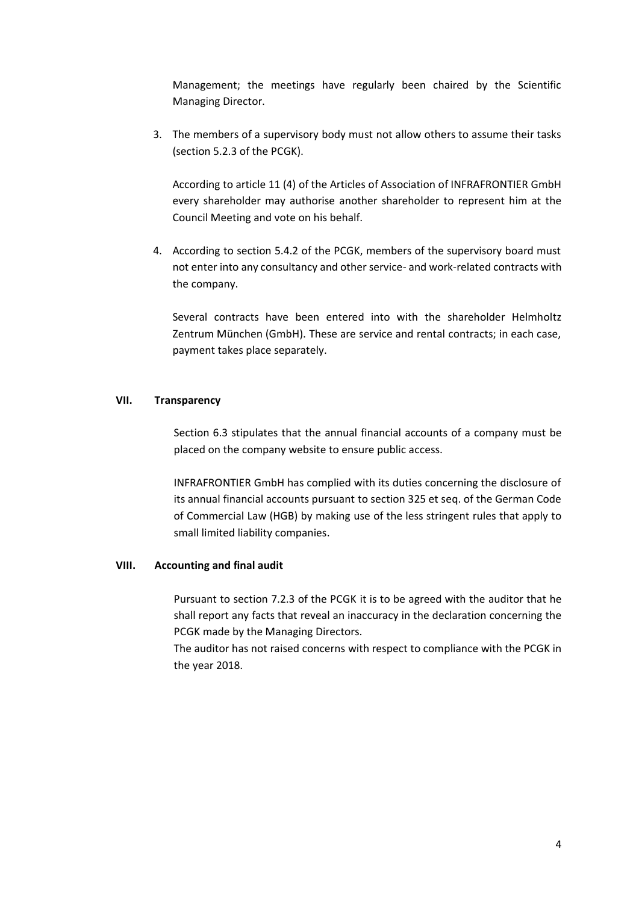Management; the meetings have regularly been chaired by the Scientific Managing Director.

3. The members of a supervisory body must not allow others to assume their tasks (section 5.2.3 of the PCGK).

   According to article 11 (4) of the Articles of Association of INFRAFRONTIER GmbH every shareholder may authorise another shareholder to represent him at the Council Meeting and vote on his behalf.

4. According to section 5.4.2 of the PCGK, members of the supervisory board must not enter into any consultancy and other service- and work-related contracts with the company.

   Several contracts have been entered into with the shareholder Helmholtz Zentrum München (GmbH). These are service and rental contracts; in each case, payment takes place separately.

## VII. Transparency

Section 6.3 stipulates that the annual financial accounts of a company must be placed on the company website to ensure public access.

INFRAFRONTIER GmbH has complied with its duties concerning the disclosure of its annual financial accounts pursuant to section 325 et seq. of the German Code of Commercial Law (HGB) by making use of the less stringent rules that apply to small limited liability companies.

## VIII. Accounting and final audit

Pursuant to section 7.2.3 of the PCGK it is to be agreed with the auditor that he shall report any facts that reveal an inaccuracy in the declaration concerning the PCGK made by the Managing Directors.

The auditor has not raised concerns with respect to compliance with the PCGK in the year 2018.